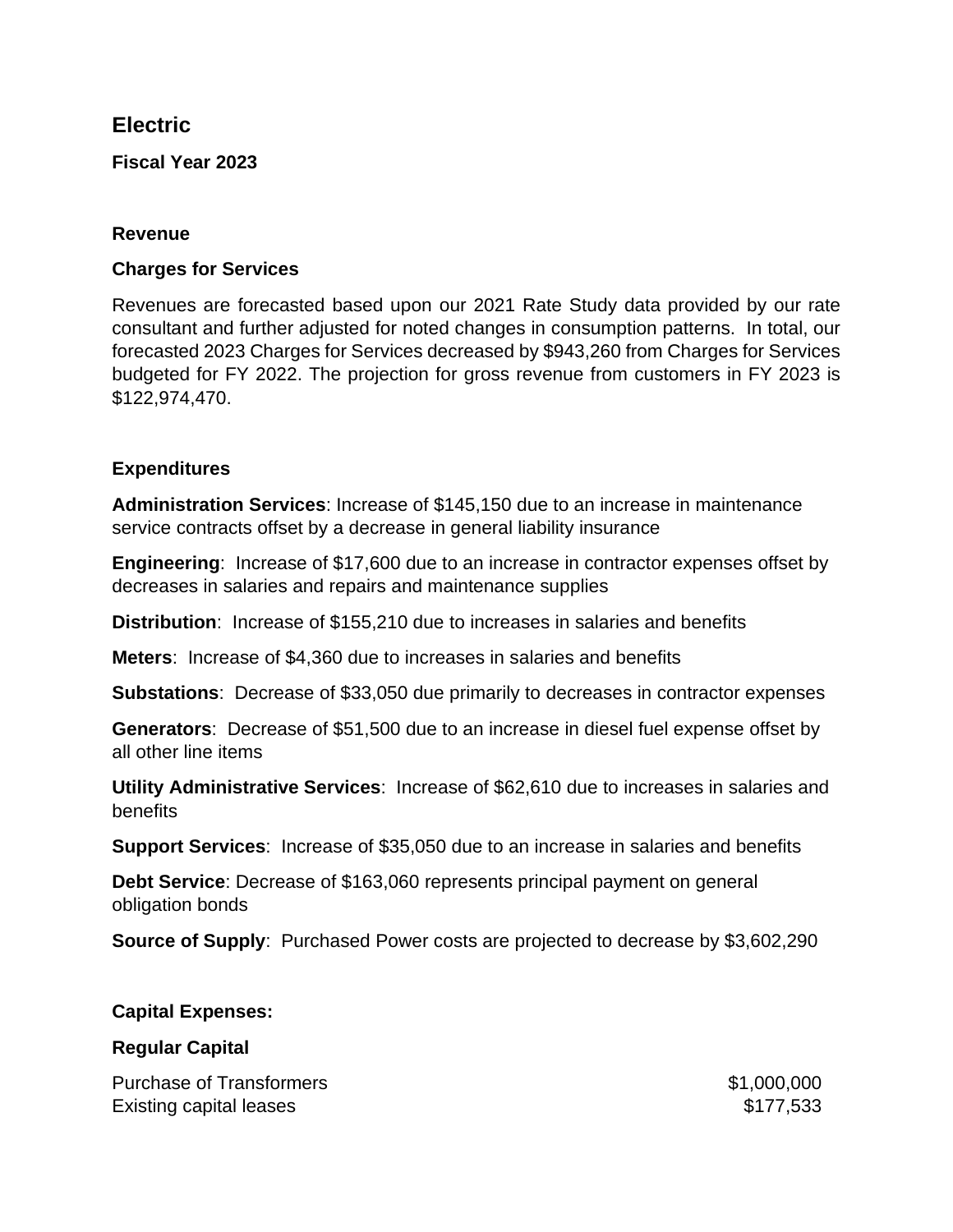# Electric

**Fiscal Year 2023**

### Revenue

**Charges for Services**

Revenues are forecasted based upon our 2021 Rate Study data provided by our rate consultant and further adjusted for noted changes in consumption patterns. In total, our forecasted 2023 Charges for Services decreased by $943,260 from Charges for Services budgeted for FY 2022. The projection for gross revenue from customers in FY 2023 is $122,974,470.

### Expenditures

**Administration Services**: Increase of $145,150 due to an increase in maintenance service contracts offset by a decrease in general liability insurance

**Engineering**: Increase of $17,600 due to an increase in contractor expenses offset by decreases in salaries and repairs and maintenance supplies

**Distribution**: Increase of $155,210 due to increases in salaries and benefits

**Meters**: Increase of $4,360 due to increases in salaries and benefits

**Substations**: Decrease of $33,050 due primarily to decreases in contractor expenses

**Generators**: Decrease of $51,500 due to an increase in diesel fuel expense offset by all other line items

**Utility Administrative Services**: Increase of $62,610 due to increases in salaries and benefits

**Support Services**: Increase of $35,050 due to an increase in salaries and benefits

**Debt Service**: Decrease of $163,060 represents principal payment on general obligation bonds

**Source of Supply**: Purchased Power costs are projected to decrease by $3,602,290

### Capital Expenses:

**Regular Capital**

| | |
|---|---|
| Purchase of Transformers | $1,000,000 |
| Existing capital leases | $177,533 |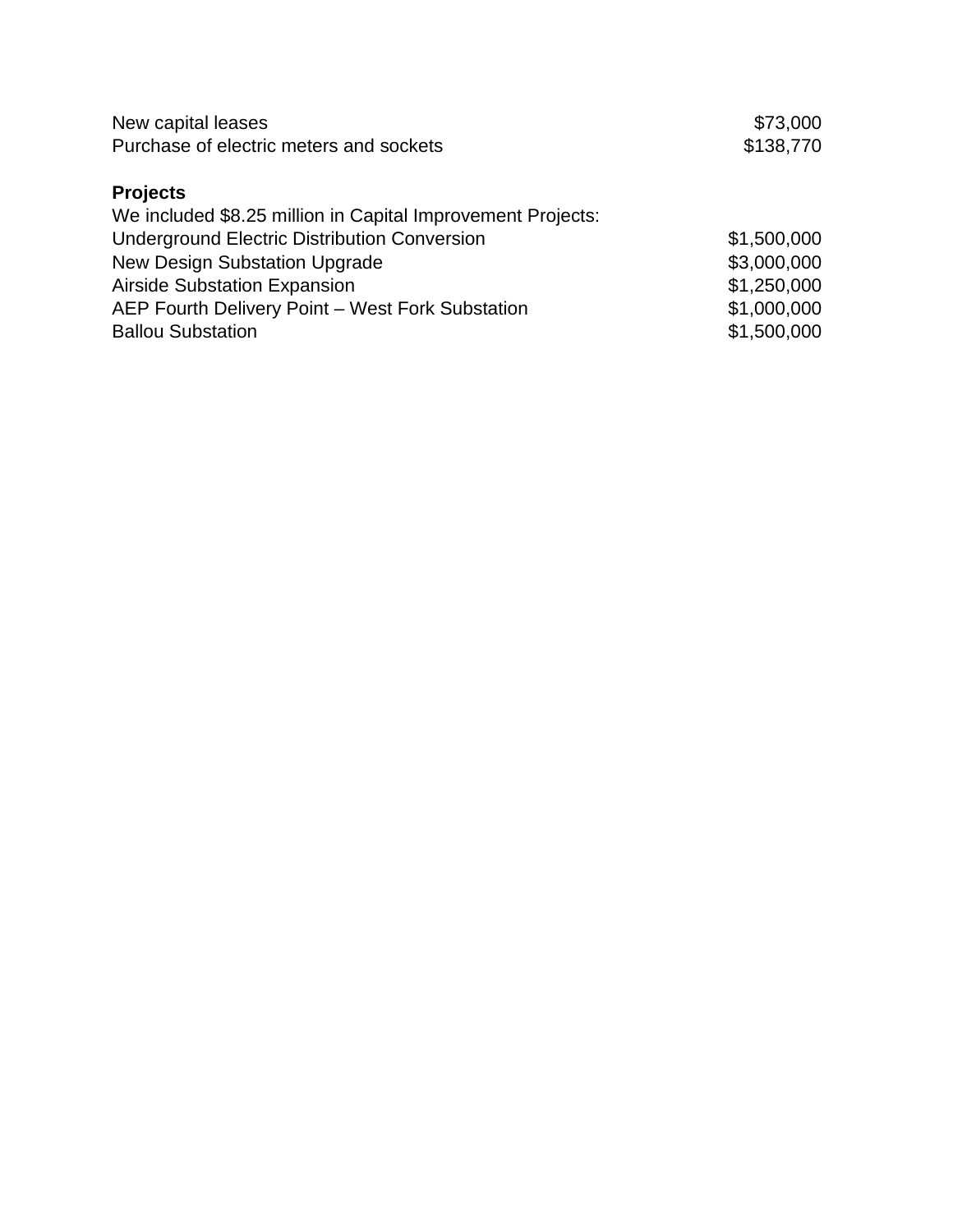| | |
|---|---|
| New capital leases | $73,000 |
| Purchase of electric meters and sockets | $138,770 |

**Projects**

We included $8.25 million in Capital Improvement Projects:

| | |
|---|---|
| Underground Electric Distribution Conversion | $1,500,000 |
| New Design Substation Upgrade | $3,000,000 |
| Airside Substation Expansion | $1,250,000 |
| AEP Fourth Delivery Point – West Fork Substation | $1,000,000 |
| Ballou Substation | $1,500,000 |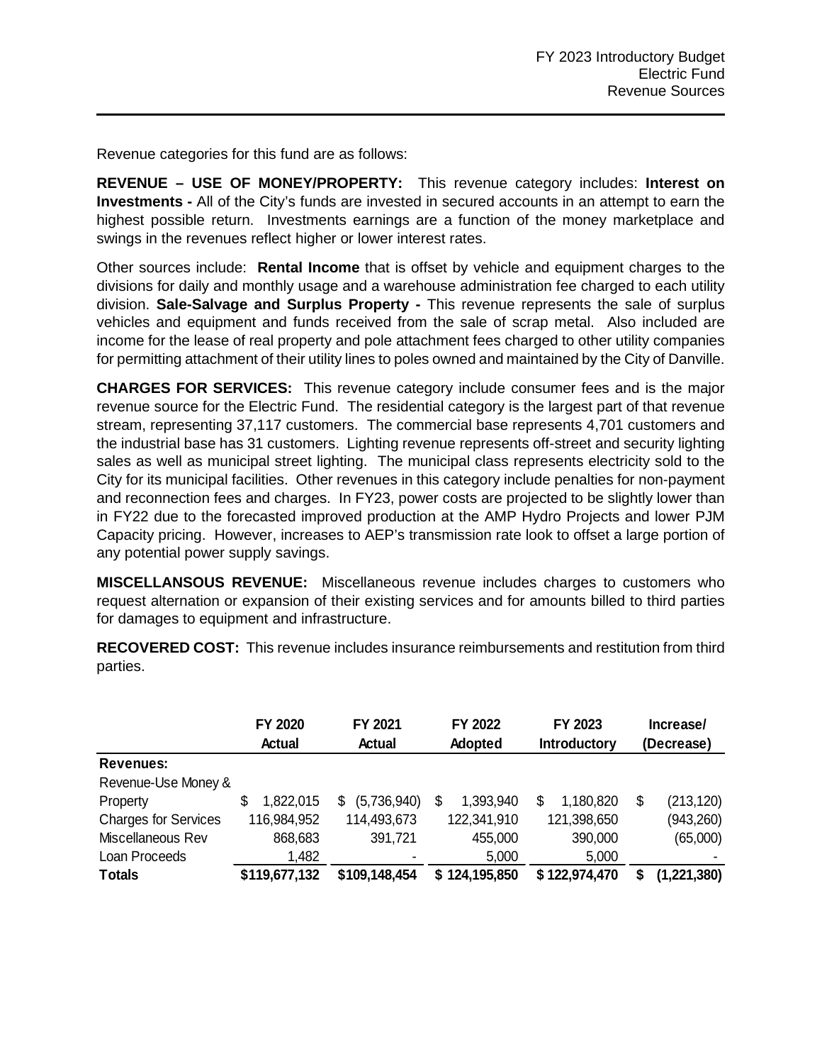FY 2023 Introductory Budget
Electric Fund
Revenue Sources

Revenue categories for this fund are as follows:

**REVENUE – USE OF MONEY/PROPERTY:** This revenue category includes: **Interest on Investments -** All of the City's funds are invested in secured accounts in an attempt to earn the highest possible return. Investments earnings are a function of the money marketplace and swings in the revenues reflect higher or lower interest rates.

Other sources include: **Rental Income** that is offset by vehicle and equipment charges to the divisions for daily and monthly usage and a warehouse administration fee charged to each utility division. **Sale-Salvage and Surplus Property -** This revenue represents the sale of surplus vehicles and equipment and funds received from the sale of scrap metal. Also included are income for the lease of real property and pole attachment fees charged to other utility companies for permitting attachment of their utility lines to poles owned and maintained by the City of Danville.

**CHARGES FOR SERVICES:** This revenue category include consumer fees and is the major revenue source for the Electric Fund. The residential category is the largest part of that revenue stream, representing 37,117 customers. The commercial base represents 4,701 customers and the industrial base has 31 customers. Lighting revenue represents off-street and security lighting sales as well as municipal street lighting. The municipal class represents electricity sold to the City for its municipal facilities. Other revenues in this category include penalties for non-payment and reconnection fees and charges. In FY23, power costs are projected to be slightly lower than in FY22 due to the forecasted improved production at the AMP Hydro Projects and lower PJM Capacity pricing. However, increases to AEP's transmission rate look to offset a large portion of any potential power supply savings.

**MISCELLANSOUS REVENUE:** Miscellaneous revenue includes charges to customers who request alternation or expansion of their existing services and for amounts billed to third parties for damages to equipment and infrastructure.

**RECOVERED COST:** This revenue includes insurance reimbursements and restitution from third parties.

| | FY 2020 Actual | FY 2021 Actual | FY 2022 Adopted | FY 2023 Introductory | Increase/ (Decrease) |
|---|---|---|---|---|---|
| **Revenues:** | | | | | |
| Revenue-Use Money & Property | $ 1,822,015 | $ (5,736,940) | $ 1,393,940 | $ 1,180,820 | $ (213,120) |
| Charges for Services | 116,984,952 | 114,493,673 | 122,341,910 | 121,398,650 | (943,260) |
| Miscellaneous Rev | 868,683 | 391,721 | 455,000 | 390,000 | (65,000) |
| Loan Proceeds | 1,482 | - | 5,000 | 5,000 | - |
| **Totals** | **$119,677,132** | **$109,148,454** | **$ 124,195,850** | **$ 122,974,470** | **$ (1,221,380)** |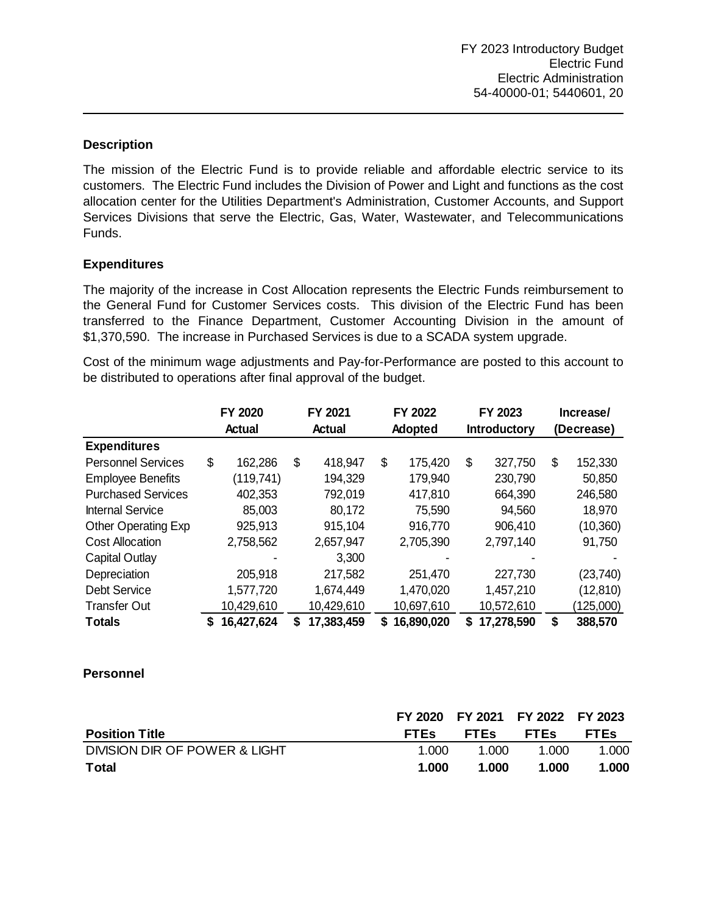FY 2023 Introductory Budget
Electric Fund
Electric Administration
54-40000-01; 5440601, 20

### Description

The mission of the Electric Fund is to provide reliable and affordable electric service to its customers. The Electric Fund includes the Division of Power and Light and functions as the cost allocation center for the Utilities Department's Administration, Customer Accounts, and Support Services Divisions that serve the Electric, Gas, Water, Wastewater, and Telecommunications Funds.

### Expenditures

The majority of the increase in Cost Allocation represents the Electric Funds reimbursement to the General Fund for Customer Services costs. This division of the Electric Fund has been transferred to the Finance Department, Customer Accounting Division in the amount of $1,370,590. The increase in Purchased Services is due to a SCADA system upgrade.

Cost of the minimum wage adjustments and Pay-for-Performance are posted to this account to be distributed to operations after final approval of the budget.

| | FY 2020 Actual | FY 2021 Actual | FY 2022 Adopted | FY 2023 Introductory | Increase/ (Decrease) |
|---|---|---|---|---|---|
| **Expenditures** | | | | | |
| Personnel Services | $ 162,286 | $ 418,947 | $ 175,420 | $ 327,750 | $ 152,330 |
| Employee Benefits | (119,741) | 194,329 | 179,940 | 230,790 | 50,850 |
| Purchased Services | 402,353 | 792,019 | 417,810 | 664,390 | 246,580 |
| Internal Service | 85,003 | 80,172 | 75,590 | 94,560 | 18,970 |
| Other Operating Exp | 925,913 | 915,104 | 916,770 | 906,410 | (10,360) |
| Cost Allocation | 2,758,562 | 2,657,947 | 2,705,390 | 2,797,140 | 91,750 |
| Capital Outlay | - | 3,300 | - | - | - |
| Depreciation | 205,918 | 217,582 | 251,470 | 227,730 | (23,740) |
| Debt Service | 1,577,720 | 1,674,449 | 1,470,020 | 1,457,210 | (12,810) |
| Transfer Out | 10,429,610 | 10,429,610 | 10,697,610 | 10,572,610 | (125,000) |
| **Totals** | **$ 16,427,624** | **$ 17,383,459** | **$ 16,890,020** | **$ 17,278,590** | **$ 388,570** |

### Personnel

| Position Title | FY 2020 FTEs | FY 2021 FTEs | FY 2022 FTEs | FY 2023 FTEs |
|---|---|---|---|---|
| DIVISION DIR OF POWER & LIGHT | 1.000 | 1.000 | 1.000 | 1.000 |
| **Total** | **1.000** | **1.000** | **1.000** | **1.000** |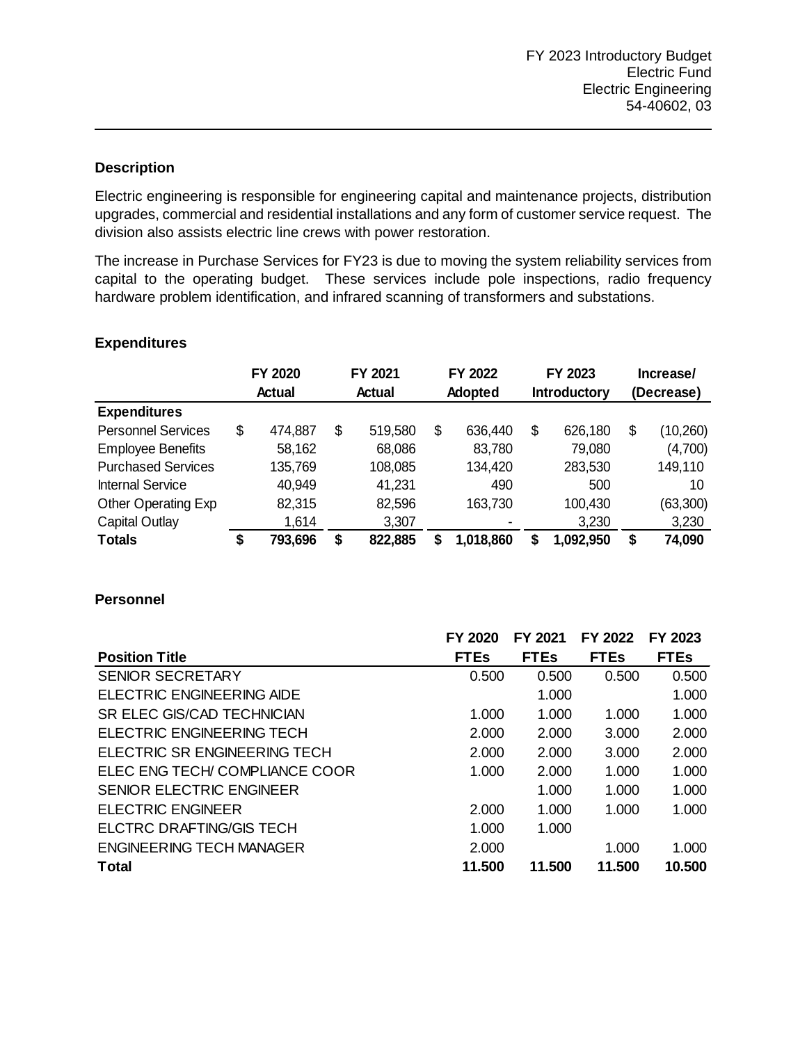FY 2023 Introductory Budget
Electric Fund
Electric Engineering
54-40602, 03

---

### Description

Electric engineering is responsible for engineering capital and maintenance projects, distribution upgrades, commercial and residential installations and any form of customer service request. The division also assists electric line crews with power restoration.

The increase in Purchase Services for FY23 is due to moving the system reliability services from capital to the operating budget. These services include pole inspections, radio frequency hardware problem identification, and infrared scanning of transformers and substations.

### Expenditures

| | FY 2020 Actual | FY 2021 Actual | FY 2022 Adopted | FY 2023 Introductory | Increase/ (Decrease) |
|---|---|---|---|---|---|
| **Expenditures** | | | | | |
| Personnel Services | $ 474,887 | $ 519,580 | $ 636,440 | $ 626,180 | $ (10,260) |
| Employee Benefits | 58,162 | 68,086 | 83,780 | 79,080 | (4,700) |
| Purchased Services | 135,769 | 108,085 | 134,420 | 283,530 | 149,110 |
| Internal Service | 40,949 | 41,231 | 490 | 500 | 10 |
| Other Operating Exp | 82,315 | 82,596 | 163,730 | 100,430 | (63,300) |
| Capital Outlay | 1,614 | 3,307 | - | 3,230 | 3,230 |
| **Totals** | **$ 793,696** | **$ 822,885** | **$ 1,018,860** | **$ 1,092,950** | **$ 74,090** |

### Personnel

| Position Title | FY 2020 FTEs | FY 2021 FTEs | FY 2022 FTEs | FY 2023 FTEs |
|---|---|---|---|---|
| SENIOR SECRETARY | 0.500 | 0.500 | 0.500 | 0.500 |
| ELECTRIC ENGINEERING AIDE | | 1.000 | | 1.000 |
| SR ELEC GIS/CAD TECHNICIAN | 1.000 | 1.000 | 1.000 | 1.000 |
| ELECTRIC ENGINEERING TECH | 2.000 | 2.000 | 3.000 | 2.000 |
| ELECTRIC SR ENGINEERING TECH | 2.000 | 2.000 | 3.000 | 2.000 |
| ELEC ENG TECH/ COMPLIANCE COOR | 1.000 | 2.000 | 1.000 | 1.000 |
| SENIOR ELECTRIC ENGINEER | | 1.000 | 1.000 | 1.000 |
| ELECTRIC ENGINEER | 2.000 | 1.000 | 1.000 | 1.000 |
| ELCTRC DRAFTING/GIS TECH | 1.000 | 1.000 | | |
| ENGINEERING TECH MANAGER | 2.000 | | 1.000 | 1.000 |
| **Total** | **11.500** | **11.500** | **11.500** | **10.500** |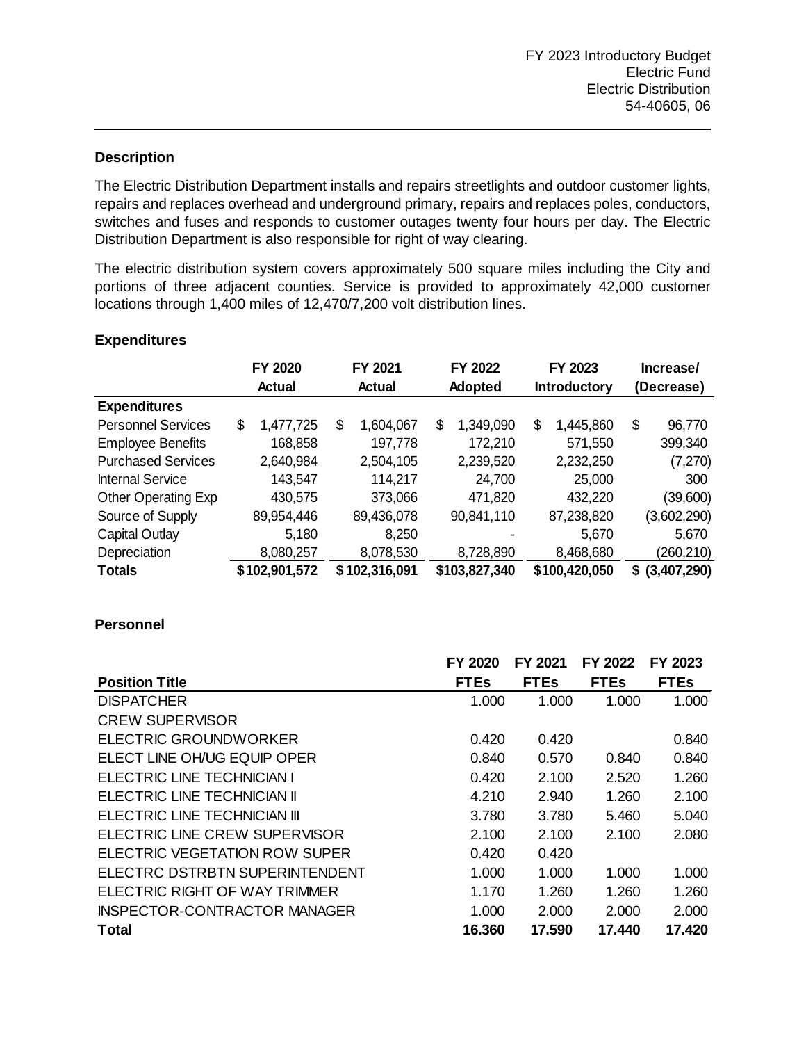FY 2023 Introductory Budget
Electric Fund
Electric Distribution
54-40605, 06

### Description

The Electric Distribution Department installs and repairs streetlights and outdoor customer lights, repairs and replaces overhead and underground primary, repairs and replaces poles, conductors, switches and fuses and responds to customer outages twenty four hours per day. The Electric Distribution Department is also responsible for right of way clearing.

The electric distribution system covers approximately 500 square miles including the City and portions of three adjacent counties. Service is provided to approximately 42,000 customer locations through 1,400 miles of 12,470/7,200 volt distribution lines.

### Expenditures

| | FY 2020 Actual | FY 2021 Actual | FY 2022 Adopted | FY 2023 Introductory | Increase/ (Decrease) |
|---|---|---|---|---|---|
| **Expenditures** | | | | | |
| Personnel Services | $ 1,477,725 | $ 1,604,067 | $ 1,349,090 | $ 1,445,860 | $ 96,770 |
| Employee Benefits | 168,858 | 197,778 | 172,210 | 571,550 | 399,340 |
| Purchased Services | 2,640,984 | 2,504,105 | 2,239,520 | 2,232,250 | (7,270) |
| Internal Service | 143,547 | 114,217 | 24,700 | 25,000 | 300 |
| Other Operating Exp | 430,575 | 373,066 | 471,820 | 432,220 | (39,600) |
| Source of Supply | 89,954,446 | 89,436,078 | 90,841,110 | 87,238,820 | (3,602,290) |
| Capital Outlay | 5,180 | 8,250 | - | 5,670 | 5,670 |
| Depreciation | 8,080,257 | 8,078,530 | 8,728,890 | 8,468,680 | (260,210) |
| **Totals** | **$102,901,572** | **$102,316,091** | **$103,827,340** | **$100,420,050** | **$ (3,407,290)** |

### Personnel

| Position Title | FY 2020 FTEs | FY 2021 FTEs | FY 2022 FTEs | FY 2023 FTEs |
|---|---|---|---|---|
| DISPATCHER | 1.000 | 1.000 | 1.000 | 1.000 |
| CREW SUPERVISOR | | | | |
| ELECTRIC GROUNDWORKER | 0.420 | 0.420 | | 0.840 |
| ELECT LINE OH/UG EQUIP OPER | 0.840 | 0.570 | 0.840 | 0.840 |
| ELECTRIC LINE TECHNICIAN I | 0.420 | 2.100 | 2.520 | 1.260 |
| ELECTRIC LINE TECHNICIAN II | 4.210 | 2.940 | 1.260 | 2.100 |
| ELECTRIC LINE TECHNICIAN III | 3.780 | 3.780 | 5.460 | 5.040 |
| ELECTRIC LINE CREW SUPERVISOR | 2.100 | 2.100 | 2.100 | 2.080 |
| ELECTRIC VEGETATION ROW SUPER | 0.420 | 0.420 | | |
| ELECTRC DSTRBTN SUPERINTENDENT | 1.000 | 1.000 | 1.000 | 1.000 |
| ELECTRIC RIGHT OF WAY TRIMMER | 1.170 | 1.260 | 1.260 | 1.260 |
| INSPECTOR-CONTRACTOR MANAGER | 1.000 | 2.000 | 2.000 | 2.000 |
| **Total** | **16.360** | **17.590** | **17.440** | **17.420** |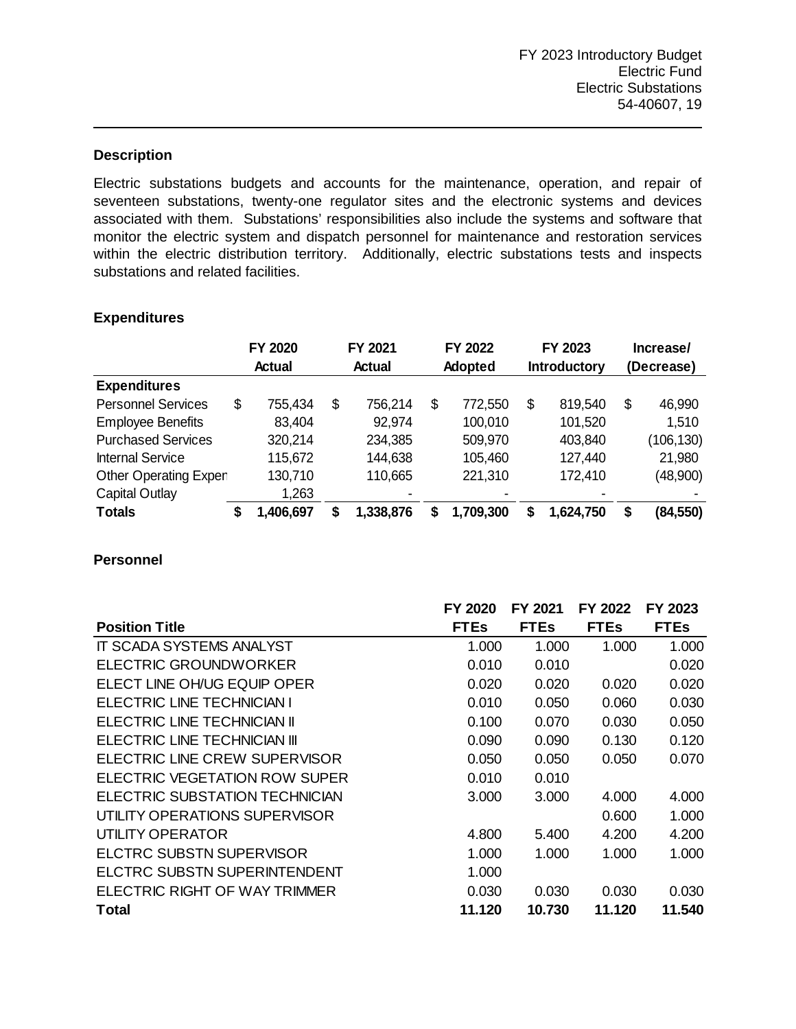FY 2023 Introductory Budget
Electric Fund
Electric Substations
54-40607, 19

## Description

Electric substations budgets and accounts for the maintenance, operation, and repair of seventeen substations, twenty-one regulator sites and the electronic systems and devices associated with them. Substations' responsibilities also include the systems and software that monitor the electric system and dispatch personnel for maintenance and restoration services within the electric distribution territory. Additionally, electric substations tests and inspects substations and related facilities.

## Expenditures

| | FY 2020 Actual | FY 2021 Actual | FY 2022 Adopted | FY 2023 Introductory | Increase/ (Decrease) |
|---|---|---|---|---|---|
| **Expenditures** | | | | | |
| Personnel Services | $ 755,434 | $ 756,214 | $ 772,550 | $ 819,540 | $ 46,990 |
| Employee Benefits | 83,404 | 92,974 | 100,010 | 101,520 | 1,510 |
| Purchased Services | 320,214 | 234,385 | 509,970 | 403,840 | (106,130) |
| Internal Service | 115,672 | 144,638 | 105,460 | 127,440 | 21,980 |
| Other Operating Exper | 130,710 | 110,665 | 221,310 | 172,410 | (48,900) |
| Capital Outlay | 1,263 | - | - | - | - |
| **Totals** | **$ 1,406,697** | **$ 1,338,876** | **$ 1,709,300** | **$ 1,624,750** | **$ (84,550)** |

## Personnel

| Position Title | FY 2020 FTEs | FY 2021 FTEs | FY 2022 FTEs | FY 2023 FTEs |
|---|---|---|---|---|
| IT SCADA SYSTEMS ANALYST | 1.000 | 1.000 | 1.000 | 1.000 |
| ELECTRIC GROUNDWORKER | 0.010 | 0.010 | | 0.020 |
| ELECT LINE OH/UG EQUIP OPER | 0.020 | 0.020 | 0.020 | 0.020 |
| ELECTRIC LINE TECHNICIAN I | 0.010 | 0.050 | 0.060 | 0.030 |
| ELECTRIC LINE TECHNICIAN II | 0.100 | 0.070 | 0.030 | 0.050 |
| ELECTRIC LINE TECHNICIAN III | 0.090 | 0.090 | 0.130 | 0.120 |
| ELECTRIC LINE CREW SUPERVISOR | 0.050 | 0.050 | 0.050 | 0.070 |
| ELECTRIC VEGETATION ROW SUPER | 0.010 | 0.010 | | |
| ELECTRIC SUBSTATION TECHNICIAN | 3.000 | 3.000 | 4.000 | 4.000 |
| UTILITY OPERATIONS SUPERVISOR | | | 0.600 | 1.000 |
| UTILITY OPERATOR | 4.800 | 5.400 | 4.200 | 4.200 |
| ELCTRC SUBSTN SUPERVISOR | 1.000 | 1.000 | 1.000 | 1.000 |
| ELCTRC SUBSTN SUPERINTENDENT | 1.000 | | | |
| ELECTRIC RIGHT OF WAY TRIMMER | 0.030 | 0.030 | 0.030 | 0.030 |
| **Total** | **11.120** | **10.730** | **11.120** | **11.540** |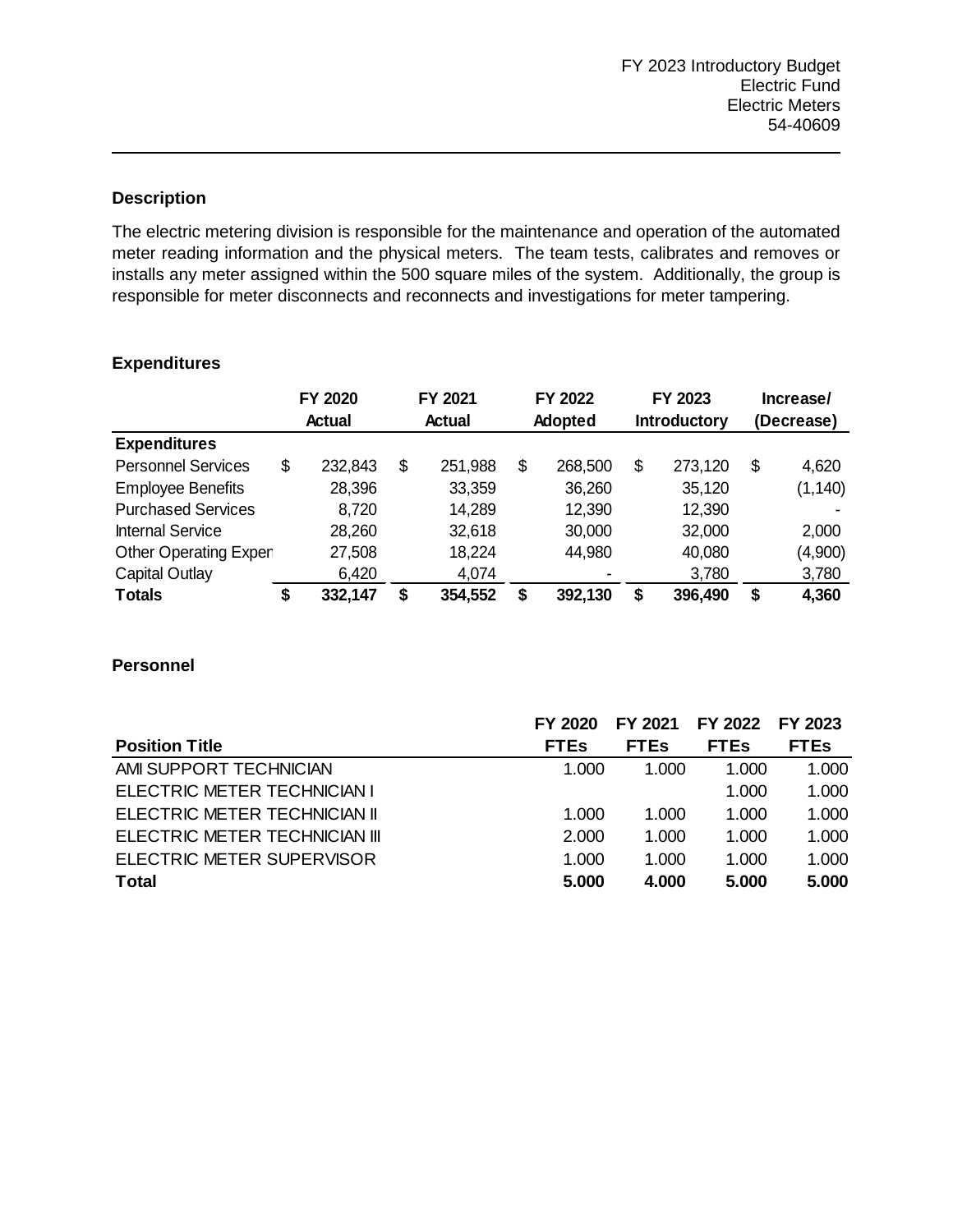FY 2023 Introductory Budget
Electric Fund
Electric Meters
54-40609

## Description

The electric metering division is responsible for the maintenance and operation of the automated meter reading information and the physical meters. The team tests, calibrates and removes or installs any meter assigned within the 500 square miles of the system. Additionally, the group is responsible for meter disconnects and reconnects and investigations for meter tampering.

## Expenditures

| | FY 2020 Actual | FY 2021 Actual | FY 2022 Adopted | FY 2023 Introductory | Increase/ (Decrease) |
|---|---|---|---|---|---|
| **Expenditures** | | | | | |
| Personnel Services | $ 232,843 | $ 251,988 | $ 268,500 | $ 273,120 | $ 4,620 |
| Employee Benefits | 28,396 | 33,359 | 36,260 | 35,120 | (1,140) |
| Purchased Services | 8,720 | 14,289 | 12,390 | 12,390 | - |
| Internal Service | 28,260 | 32,618 | 30,000 | 32,000 | 2,000 |
| Other Operating Exper | 27,508 | 18,224 | 44,980 | 40,080 | (4,900) |
| Capital Outlay | 6,420 | 4,074 | - | 3,780 | 3,780 |
| **Totals** | **$ 332,147** | **$ 354,552** | **$ 392,130** | **$ 396,490** | **$ 4,360** |

## Personnel

| Position Title | FY 2020 FTEs | FY 2021 FTEs | FY 2022 FTEs | FY 2023 FTEs |
|---|---|---|---|---|
| AMI SUPPORT TECHNICIAN | 1.000 | 1.000 | 1.000 | 1.000 |
| ELECTRIC METER TECHNICIAN I | | | 1.000 | 1.000 |
| ELECTRIC METER TECHNICIAN II | 1.000 | 1.000 | 1.000 | 1.000 |
| ELECTRIC METER TECHNICIAN III | 2.000 | 1.000 | 1.000 | 1.000 |
| ELECTRIC METER SUPERVISOR | 1.000 | 1.000 | 1.000 | 1.000 |
| **Total** | **5.000** | **4.000** | **5.000** | **5.000** |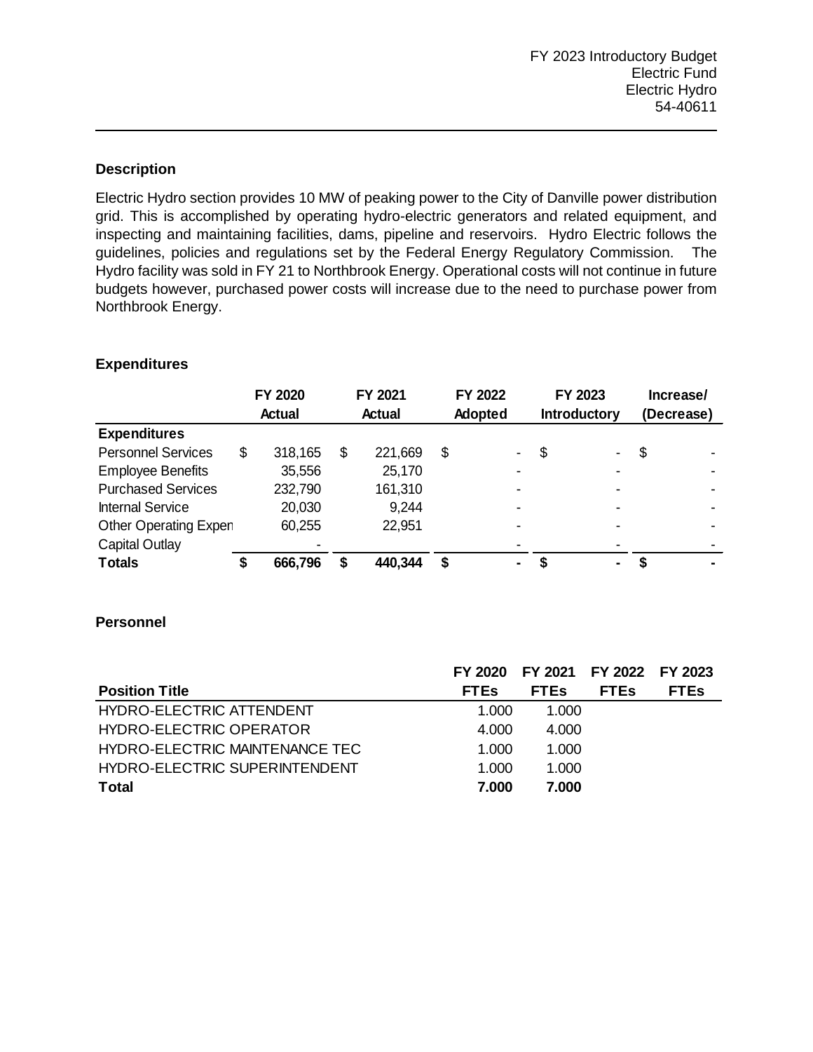FY 2023 Introductory Budget
Electric Fund
Electric Hydro
54-40611

## Description

Electric Hydro section provides 10 MW of peaking power to the City of Danville power distribution grid. This is accomplished by operating hydro-electric generators and related equipment, and inspecting and maintaining facilities, dams, pipeline and reservoirs. Hydro Electric follows the guidelines, policies and regulations set by the Federal Energy Regulatory Commission. The Hydro facility was sold in FY 21 to Northbrook Energy. Operational costs will not continue in future budgets however, purchased power costs will increase due to the need to purchase power from Northbrook Energy.

## Expenditures

| | FY 2020 Actual | FY 2021 Actual | FY 2022 Adopted | FY 2023 Introductory | Increase/ (Decrease) |
|---|---|---|---|---|---|
| **Expenditures** | | | | | |
| Personnel Services | $ 318,165 | $ 221,669 | $ - | $ - | $ - |
| Employee Benefits | 35,556 | 25,170 | - | - | - |
| Purchased Services | 232,790 | 161,310 | - | - | - |
| Internal Service | 20,030 | 9,244 | - | - | - |
| Other Operating Expen | 60,255 | 22,951 | - | - | - |
| Capital Outlay | - | | - | - | - |
| **Totals** | **$ 666,796** | **$ 440,344** | **$ -** | **$ -** | **$ -** |

## Personnel

| Position Title | FY 2020 FTEs | FY 2021 FTEs | FY 2022 FTEs | FY 2023 FTEs |
|---|---|---|---|---|
| HYDRO-ELECTRIC ATTENDENT | 1.000 | 1.000 | | |
| HYDRO-ELECTRIC OPERATOR | 4.000 | 4.000 | | |
| HYDRO-ELECTRIC MAINTENANCE TEC | 1.000 | 1.000 | | |
| HYDRO-ELECTRIC SUPERINTENDENT | 1.000 | 1.000 | | |
| **Total** | **7.000** | **7.000** | | |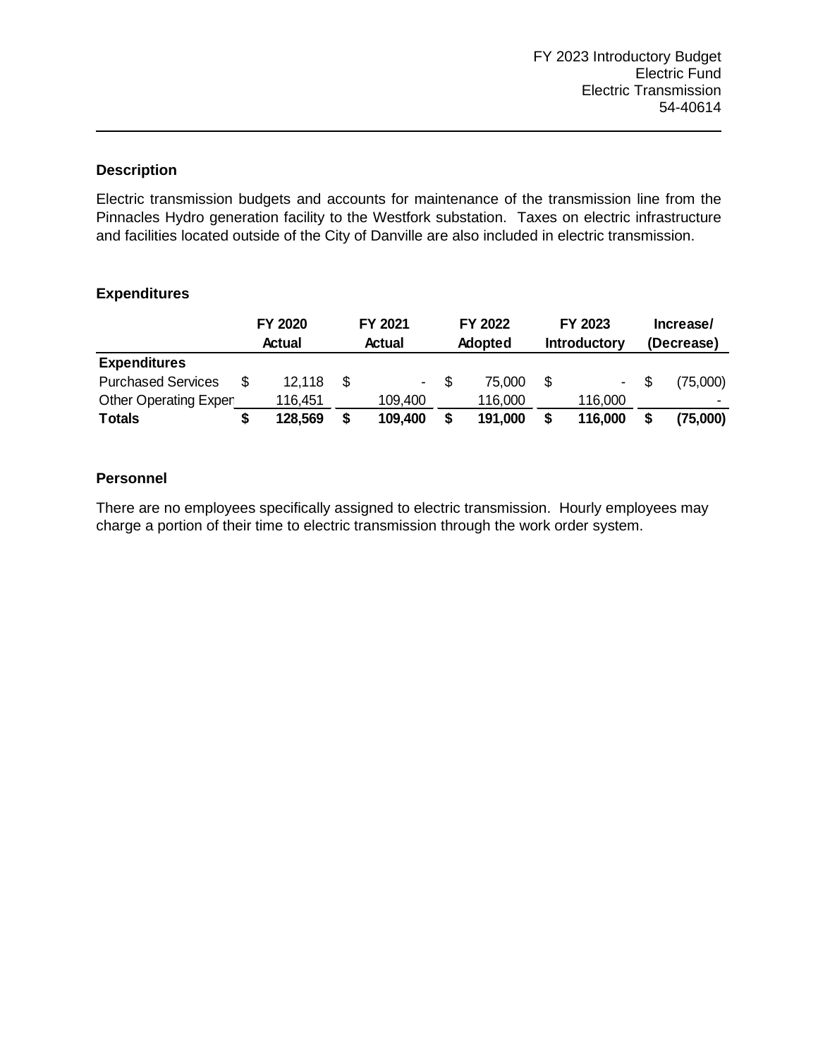FY 2023 Introductory Budget
Electric Fund
Electric Transmission
54-40614

## Description

Electric transmission budgets and accounts for maintenance of the transmission line from the Pinnacles Hydro generation facility to the Westfork substation. Taxes on electric infrastructure and facilities located outside of the City of Danville are also included in electric transmission.

## Expenditures

| | FY 2020 Actual | FY 2021 Actual | FY 2022 Adopted | FY 2023 Introductory | Increase/ (Decrease) |
|---|---|---|---|---|---|
| **Expenditures** | | | | | |
| Purchased Services | $ 12,118 | $ - | $ 75,000 | $ - | $ (75,000) |
| Other Operating Expen | 116,451 | 109,400 | 116,000 | 116,000 | - |
| **Totals** | **$ 128,569** | **$ 109,400** | **$ 191,000** | **$ 116,000** | **$ (75,000)** |

## Personnel

There are no employees specifically assigned to electric transmission. Hourly employees may charge a portion of their time to electric transmission through the work order system.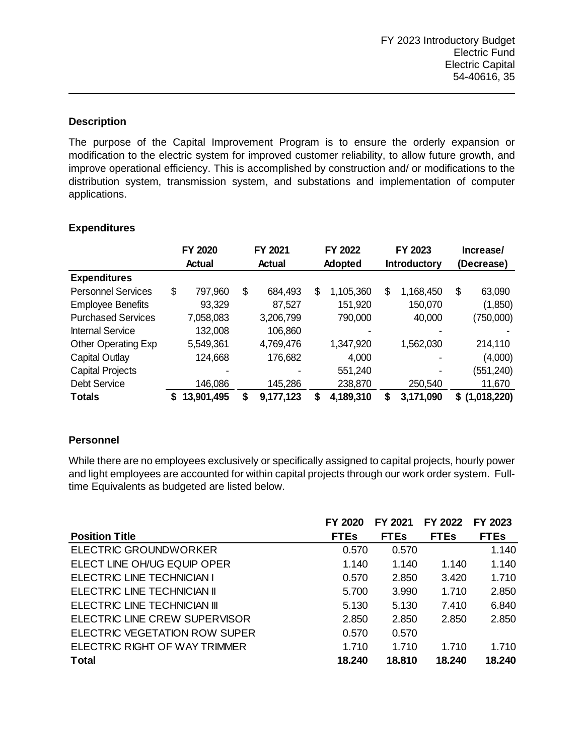FY 2023 Introductory Budget
Electric Fund
Electric Capital
54-40616, 35

### Description

The purpose of the Capital Improvement Program is to ensure the orderly expansion or modification to the electric system for improved customer reliability, to allow future growth, and improve operational efficiency. This is accomplished by construction and/ or modifications to the distribution system, transmission system, and substations and implementation of computer applications.

### Expenditures

| | FY 2020 Actual | FY 2021 Actual | FY 2022 Adopted | FY 2023 Introductory | Increase/ (Decrease) |
|---|---|---|---|---|---|
| **Expenditures** | | | | | |
| Personnel Services | $ 797,960 | $ 684,493 | $ 1,105,360 | $ 1,168,450 | $ 63,090 |
| Employee Benefits | 93,329 | 87,527 | 151,920 | 150,070 | (1,850) |
| Purchased Services | 7,058,083 | 3,206,799 | 790,000 | 40,000 | (750,000) |
| Internal Service | 132,008 | 106,860 | - | - | - |
| Other Operating Exp | 5,549,361 | 4,769,476 | 1,347,920 | 1,562,030 | 214,110 |
| Capital Outlay | 124,668 | 176,682 | 4,000 | - | (4,000) |
| Capital Projects | - | - | 551,240 | - | (551,240) |
| Debt Service | 146,086 | 145,286 | 238,870 | 250,540 | 11,670 |
| **Totals** | **$ 13,901,495** | **$ 9,177,123** | **$ 4,189,310** | **$ 3,171,090** | **$ (1,018,220)** |

### Personnel

While there are no employees exclusively or specifically assigned to capital projects, hourly power and light employees are accounted for within capital projects through our work order system. Full-time Equivalents as budgeted are listed below.

| Position Title | FY 2020 FTEs | FY 2021 FTEs | FY 2022 FTEs | FY 2023 FTEs |
|---|---|---|---|---|
| ELECTRIC GROUNDWORKER | 0.570 | 0.570 | | 1.140 |
| ELECT LINE OH/UG EQUIP OPER | 1.140 | 1.140 | 1.140 | 1.140 |
| ELECTRIC LINE TECHNICIAN I | 0.570 | 2.850 | 3.420 | 1.710 |
| ELECTRIC LINE TECHNICIAN II | 5.700 | 3.990 | 1.710 | 2.850 |
| ELECTRIC LINE TECHNICIAN III | 5.130 | 5.130 | 7.410 | 6.840 |
| ELECTRIC LINE CREW SUPERVISOR | 2.850 | 2.850 | 2.850 | 2.850 |
| ELECTRIC VEGETATION ROW SUPER | 0.570 | 0.570 | | |
| ELECTRIC RIGHT OF WAY TRIMMER | 1.710 | 1.710 | 1.710 | 1.710 |
| **Total** | **18.240** | **18.810** | **18.240** | **18.240** |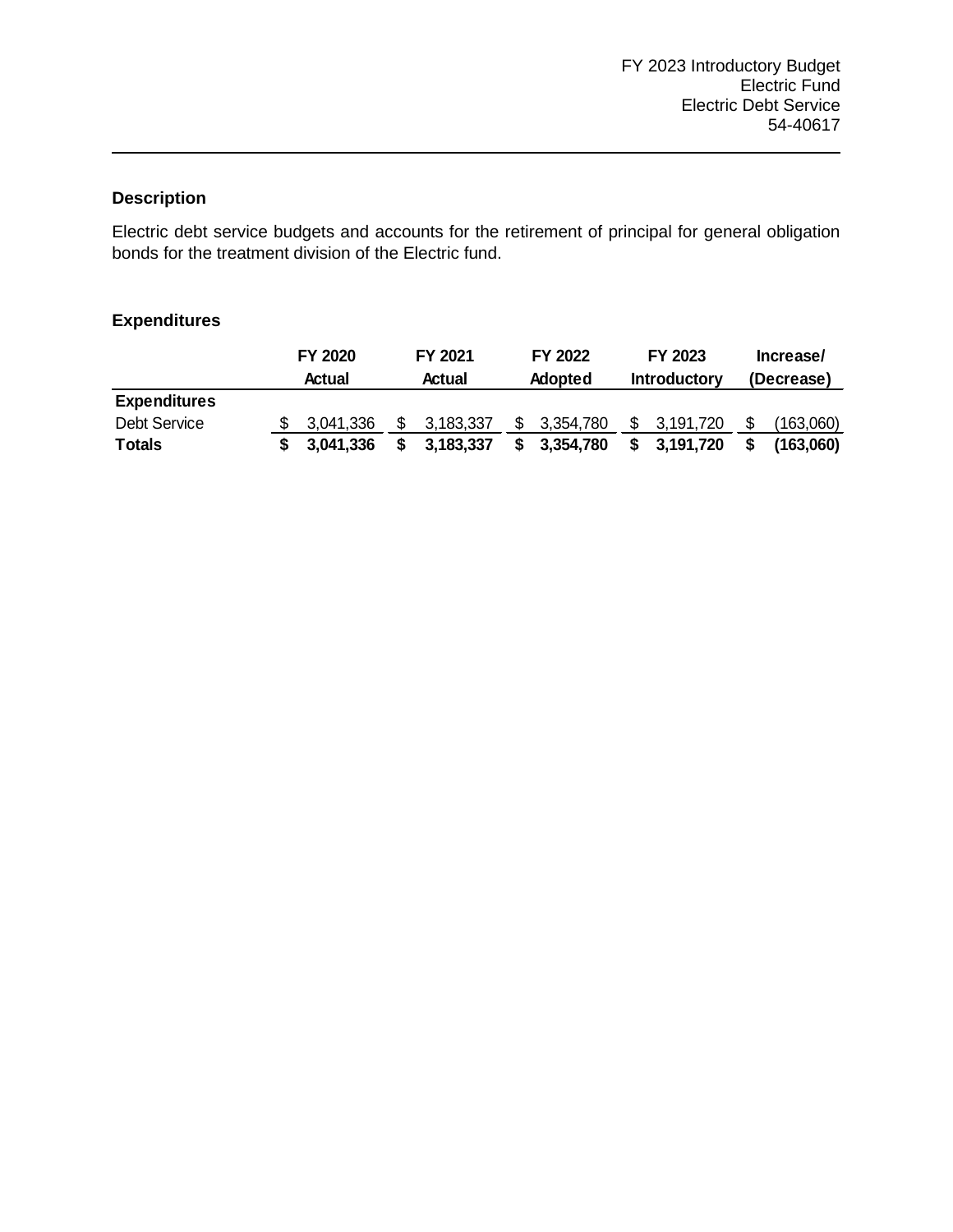FY 2023 Introductory Budget
Electric Fund
Electric Debt Service
54-40617

---

**Description**

Electric debt service budgets and accounts for the retirement of principal for general obligation bonds for the treatment division of the Electric fund.

**Expenditures**

| | FY 2020 Actual | FY 2021 Actual | FY 2022 Adopted | FY 2023 Introductory | Increase/ (Decrease) |
|---|---|---|---|---|---|
| **Expenditures** | | | | | |
| Debt Service | $ 3,041,336 | $ 3,183,337 | $ 3,354,780 | $ 3,191,720 | $ (163,060) |
| **Totals** | **$ 3,041,336** | **$ 3,183,337** | **$ 3,354,780** | **$ 3,191,720** | **$ (163,060)** |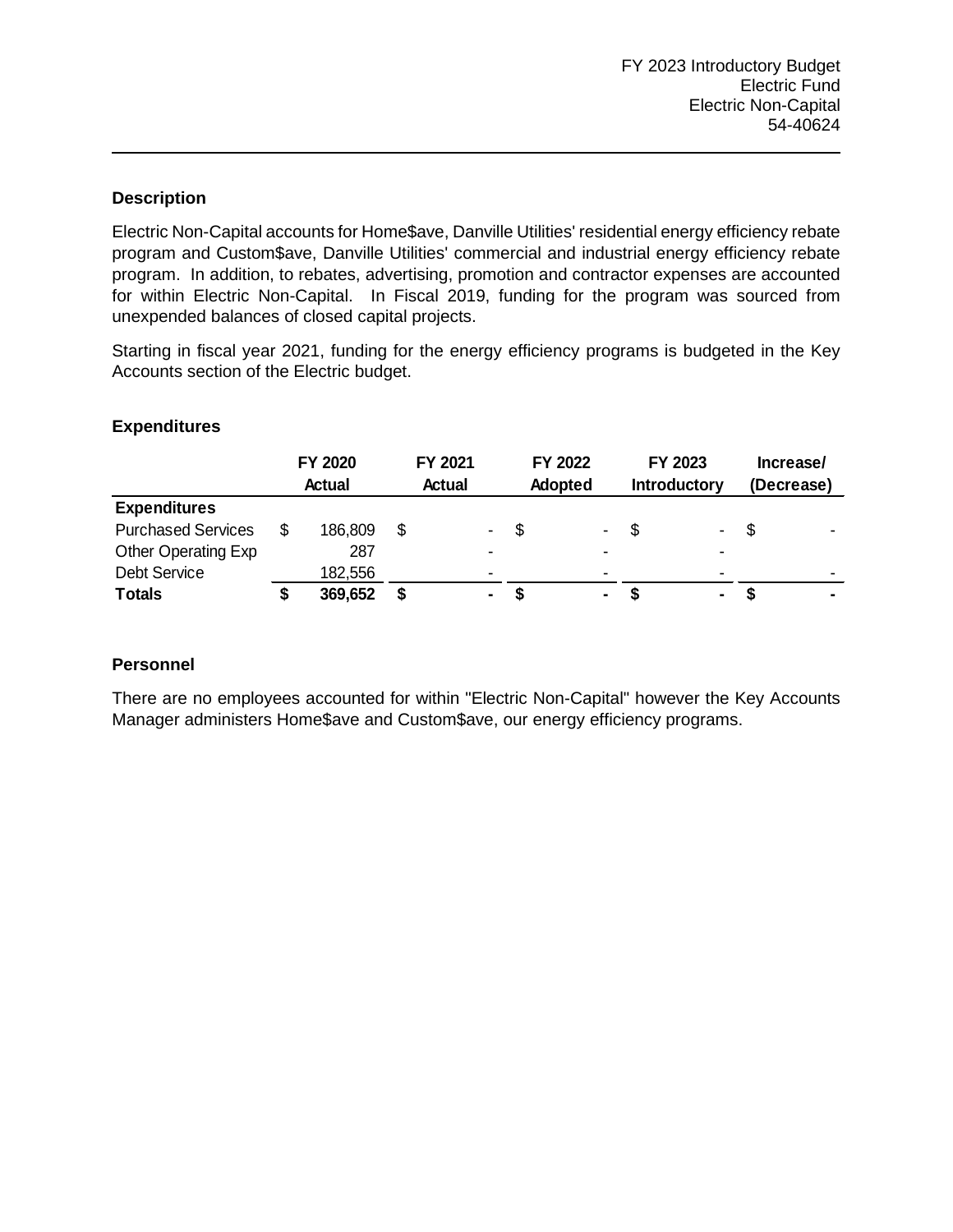FY 2023 Introductory Budget
Electric Fund
Electric Non-Capital
54-40624

### Description

Electric Non-Capital accounts for Home$ave, Danville Utilities' residential energy efficiency rebate program and Custom$ave, Danville Utilities' commercial and industrial energy efficiency rebate program. In addition, to rebates, advertising, promotion and contractor expenses are accounted for within Electric Non-Capital. In Fiscal 2019, funding for the program was sourced from unexpended balances of closed capital projects.

Starting in fiscal year 2021, funding for the energy efficiency programs is budgeted in the Key Accounts section of the Electric budget.

### Expenditures

| | FY 2020 Actual | FY 2021 Actual | FY 2022 Adopted | FY 2023 Introductory | Increase/ (Decrease) |
|---|---|---|---|---|---|
| **Expenditures** | | | | | |
| Purchased Services | $ 186,809 | $ - | $ - | $ - | $ - |
| Other Operating Exp | 287 | - | - | - | |
| Debt Service | 182,556 | - | - | - | - |
| **Totals** | **$ 369,652** | **$ -** | **$ -** | **$ -** | **$ -** |

### Personnel

There are no employees accounted for within "Electric Non-Capital" however the Key Accounts Manager administers Home$ave and Custom$ave, our energy efficiency programs.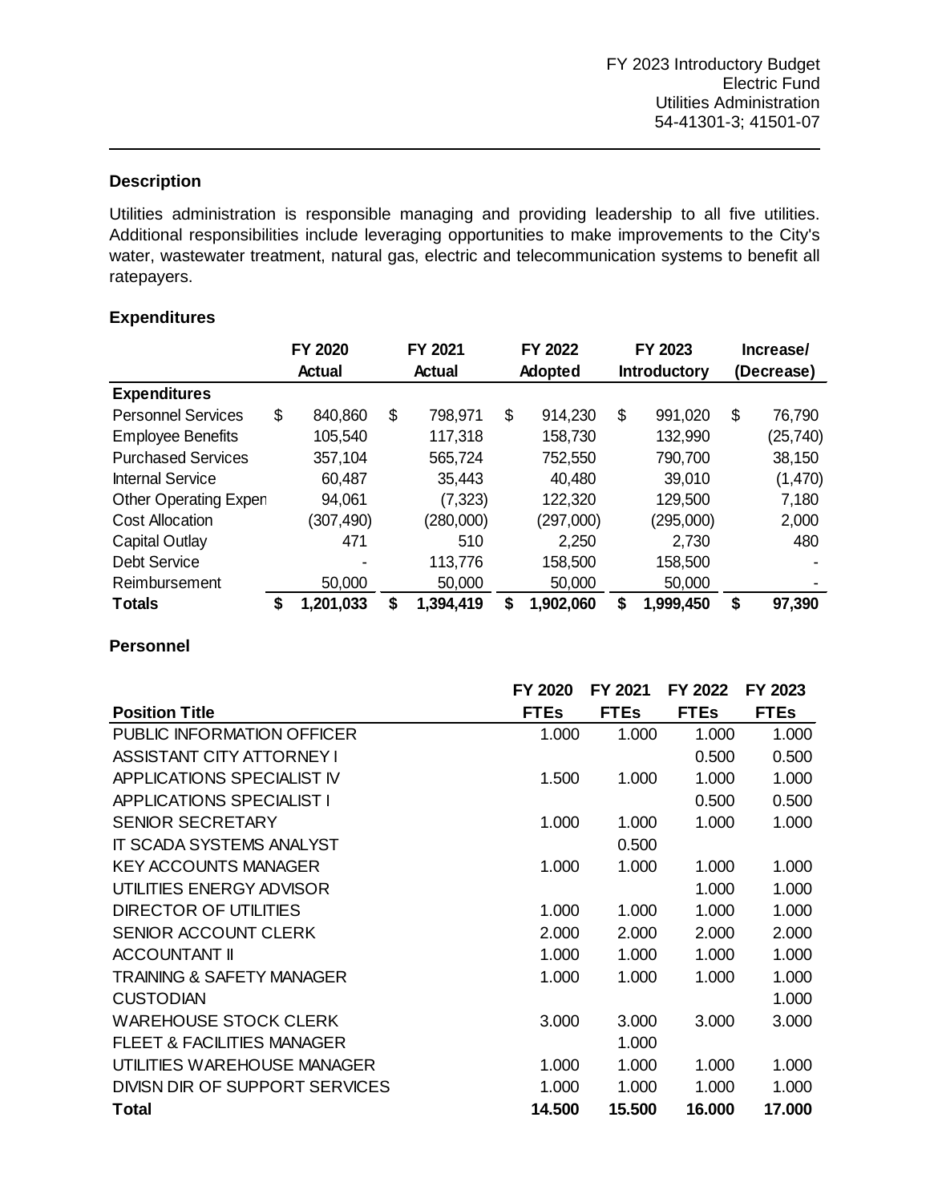FY 2023 Introductory Budget
Electric Fund
Utilities Administration
54-41301-3; 41501-07

### Description

Utilities administration is responsible managing and providing leadership to all five utilities. Additional responsibilities include leveraging opportunities to make improvements to the City's water, wastewater treatment, natural gas, electric and telecommunication systems to benefit all ratepayers.

### Expenditures

| | FY 2020 Actual | FY 2021 Actual | FY 2022 Adopted | FY 2023 Introductory | Increase/ (Decrease) |
|---|---|---|---|---|---|
| **Expenditures** | | | | | |
| Personnel Services | $ 840,860 | $ 798,971 | $ 914,230 | $ 991,020 | $ 76,790 |
| Employee Benefits | 105,540 | 117,318 | 158,730 | 132,990 | (25,740) |
| Purchased Services | 357,104 | 565,724 | 752,550 | 790,700 | 38,150 |
| Internal Service | 60,487 | 35,443 | 40,480 | 39,010 | (1,470) |
| Other Operating Expen | 94,061 | (7,323) | 122,320 | 129,500 | 7,180 |
| Cost Allocation | (307,490) | (280,000) | (297,000) | (295,000) | 2,000 |
| Capital Outlay | 471 | 510 | 2,250 | 2,730 | 480 |
| Debt Service | - | 113,776 | 158,500 | 158,500 | - |
| Reimbursement | 50,000 | 50,000 | 50,000 | 50,000 | - |
| **Totals** | **$ 1,201,033** | **$ 1,394,419** | **$ 1,902,060** | **$ 1,999,450** | **$ 97,390** |

### Personnel

| Position Title | FY 2020 FTEs | FY 2021 FTEs | FY 2022 FTEs | FY 2023 FTEs |
|---|---|---|---|---|
| PUBLIC INFORMATION OFFICER | 1.000 | 1.000 | 1.000 | 1.000 |
| ASSISTANT CITY ATTORNEY I | | | 0.500 | 0.500 |
| APPLICATIONS SPECIALIST IV | 1.500 | 1.000 | 1.000 | 1.000 |
| APPLICATIONS SPECIALIST I | | | 0.500 | 0.500 |
| SENIOR SECRETARY | 1.000 | 1.000 | 1.000 | 1.000 |
| IT SCADA SYSTEMS ANALYST | | 0.500 | | |
| KEY ACCOUNTS MANAGER | 1.000 | 1.000 | 1.000 | 1.000 |
| UTILITIES ENERGY ADVISOR | | | 1.000 | 1.000 |
| DIRECTOR OF UTILITIES | 1.000 | 1.000 | 1.000 | 1.000 |
| SENIOR ACCOUNT CLERK | 2.000 | 2.000 | 2.000 | 2.000 |
| ACCOUNTANT II | 1.000 | 1.000 | 1.000 | 1.000 |
| TRAINING & SAFETY MANAGER | 1.000 | 1.000 | 1.000 | 1.000 |
| CUSTODIAN | | | | 1.000 |
| WAREHOUSE STOCK CLERK | 3.000 | 3.000 | 3.000 | 3.000 |
| FLEET & FACILITIES MANAGER | | 1.000 | | |
| UTILITIES WAREHOUSE MANAGER | 1.000 | 1.000 | 1.000 | 1.000 |
| DIVISN DIR OF SUPPORT SERVICES | 1.000 | 1.000 | 1.000 | 1.000 |
| **Total** | **14.500** | **15.500** | **16.000** | **17.000** |